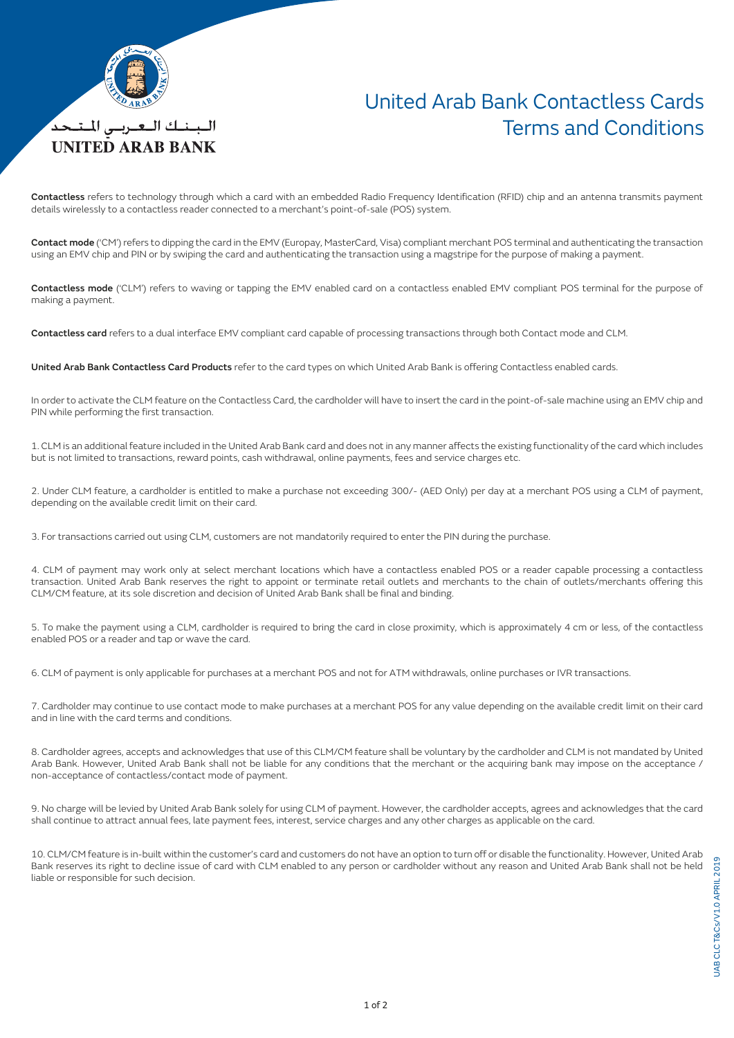البـنـك الـعـربـي المـتـحد
**UNITED ARAB BANK**

# United Arab Bank Contactless Cards Terms and Conditions

**Contactless** refers to technology through which a card with an embedded Radio Frequency Identification (RFID) chip and an antenna transmits payment details wirelessly to a contactless reader connected to a merchant's point-of-sale (POS) system.

**Contact mode** ('CM') refers to dipping the card in the EMV (Europay, MasterCard, Visa) compliant merchant POS terminal and authenticating the transaction using an EMV chip and PIN or by swiping the card and authenticating the transaction using a magstripe for the purpose of making a payment.

**Contactless mode** ('CLM') refers to waving or tapping the EMV enabled card on a contactless enabled EMV compliant POS terminal for the purpose of making a payment.

**Contactless card** refers to a dual interface EMV compliant card capable of processing transactions through both Contact mode and CLM.

**United Arab Bank Contactless Card Products** refer to the card types on which United Arab Bank is offering Contactless enabled cards.

In order to activate the CLM feature on the Contactless Card, the cardholder will have to insert the card in the point-of-sale machine using an EMV chip and PIN while performing the first transaction.

1. CLM is an additional feature included in the United Arab Bank card and does not in any manner affects the existing functionality of the card which includes but is not limited to transactions, reward points, cash withdrawal, online payments, fees and service charges etc.

2. Under CLM feature, a cardholder is entitled to make a purchase not exceeding 300/- (AED Only) per day at a merchant POS using a CLM of payment, depending on the available credit limit on their card.

3. For transactions carried out using CLM, customers are not mandatorily required to enter the PIN during the purchase.

4. CLM of payment may work only at select merchant locations which have a contactless enabled POS or a reader capable processing a contactless transaction. United Arab Bank reserves the right to appoint or terminate retail outlets and merchants to the chain of outlets/merchants offering this CLM/CM feature, at its sole discretion and decision of United Arab Bank shall be final and binding.

5. To make the payment using a CLM, cardholder is required to bring the card in close proximity, which is approximately 4 cm or less, of the contactless enabled POS or a reader and tap or wave the card.

6. CLM of payment is only applicable for purchases at a merchant POS and not for ATM withdrawals, online purchases or IVR transactions.

7. Cardholder may continue to use contact mode to make purchases at a merchant POS for any value depending on the available credit limit on their card and in line with the card terms and conditions.

8. Cardholder agrees, accepts and acknowledges that use of this CLM/CM feature shall be voluntary by the cardholder and CLM is not mandated by United Arab Bank. However, United Arab Bank shall not be liable for any conditions that the merchant or the acquiring bank may impose on the acceptance / non-acceptance of contactless/contact mode of payment.

9. No charge will be levied by United Arab Bank solely for using CLM of payment. However, the cardholder accepts, agrees and acknowledges that the card shall continue to attract annual fees, late payment fees, interest, service charges and any other charges as applicable on the card.

10. CLM/CM feature is in-built within the customer's card and customers do not have an option to turn off or disable the functionality. However, United Arab Bank reserves its right to decline issue of card with CLM enabled to any person or cardholder without any reason and United Arab Bank shall not be held liable or responsible for such decision.

UAB CLC T&Cs/V1.0 APRIL 2019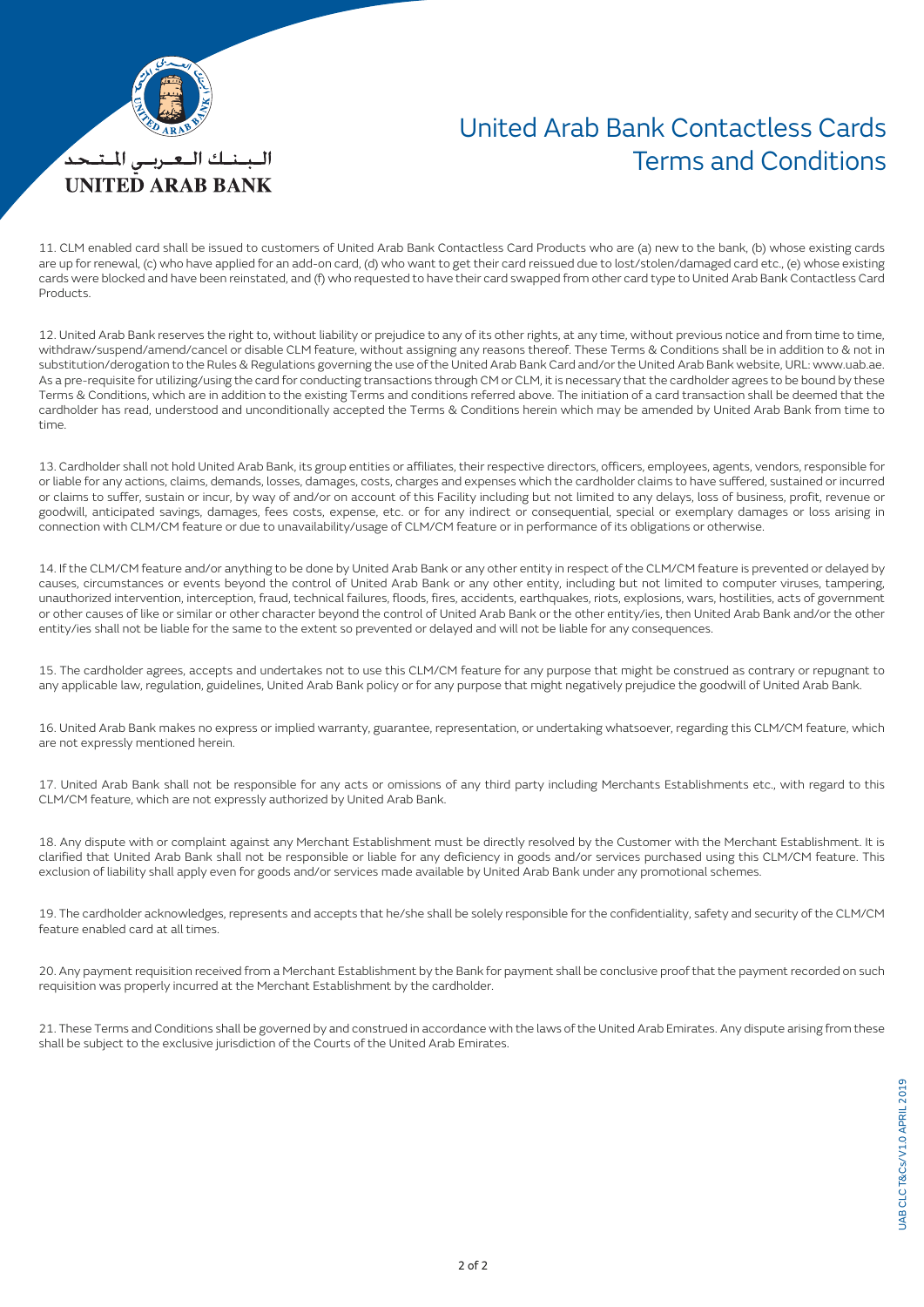# United Arab Bank Contactless Cards Terms and Conditions

11. CLM enabled card shall be issued to customers of United Arab Bank Contactless Card Products who are (a) new to the bank, (b) whose existing cards are up for renewal, (c) who have applied for an add-on card, (d) who want to get their card reissued due to lost/stolen/damaged card etc., (e) whose existing cards were blocked and have been reinstated, and (f) who requested to have their card swapped from other card type to United Arab Bank Contactless Card Products.

12. United Arab Bank reserves the right to, without liability or prejudice to any of its other rights, at any time, without previous notice and from time to time, withdraw/suspend/amend/cancel or disable CLM feature, without assigning any reasons thereof. These Terms & Conditions shall be in addition to & not in substitution/derogation to the Rules & Regulations governing the use of the United Arab Bank Card and/or the United Arab Bank website, URL: www.uab.ae. As a pre-requisite for utilizing/using the card for conducting transactions through CM or CLM, it is necessary that the cardholder agrees to be bound by these Terms & Conditions, which are in addition to the existing Terms and conditions referred above. The initiation of a card transaction shall be deemed that the cardholder has read, understood and unconditionally accepted the Terms & Conditions herein which may be amended by United Arab Bank from time to time.

13. Cardholder shall not hold United Arab Bank, its group entities or affiliates, their respective directors, officers, employees, agents, vendors, responsible for or liable for any actions, claims, demands, losses, damages, costs, charges and expenses which the cardholder claims to have suffered, sustained or incurred or claims to suffer, sustain or incur, by way of and/or on account of this Facility including but not limited to any delays, loss of business, profit, revenue or goodwill, anticipated savings, damages, fees costs, expense, etc. or for any indirect or consequential, special or exemplary damages or loss arising in connection with CLM/CM feature or due to unavailability/usage of CLM/CM feature or in performance of its obligations or otherwise.

14. If the CLM/CM feature and/or anything to be done by United Arab Bank or any other entity in respect of the CLM/CM feature is prevented or delayed by causes, circumstances or events beyond the control of United Arab Bank or any other entity, including but not limited to computer viruses, tampering, unauthorized intervention, interception, fraud, technical failures, floods, fires, accidents, earthquakes, riots, explosions, wars, hostilities, acts of government or other causes of like or similar or other character beyond the control of United Arab Bank or the other entity/ies, then United Arab Bank and/or the other entity/ies shall not be liable for the same to the extent so prevented or delayed and will not be liable for any consequences.

15. The cardholder agrees, accepts and undertakes not to use this CLM/CM feature for any purpose that might be construed as contrary or repugnant to any applicable law, regulation, guidelines, United Arab Bank policy or for any purpose that might negatively prejudice the goodwill of United Arab Bank.

16. United Arab Bank makes no express or implied warranty, guarantee, representation, or undertaking whatsoever, regarding this CLM/CM feature, which are not expressly mentioned herein.

17. United Arab Bank shall not be responsible for any acts or omissions of any third party including Merchants Establishments etc., with regard to this CLM/CM feature, which are not expressly authorized by United Arab Bank.

18. Any dispute with or complaint against any Merchant Establishment must be directly resolved by the Customer with the Merchant Establishment. It is clarified that United Arab Bank shall not be responsible or liable for any deficiency in goods and/or services purchased using this CLM/CM feature. This exclusion of liability shall apply even for goods and/or services made available by United Arab Bank under any promotional schemes.

19. The cardholder acknowledges, represents and accepts that he/she shall be solely responsible for the confidentiality, safety and security of the CLM/CM feature enabled card at all times.

20. Any payment requisition received from a Merchant Establishment by the Bank for payment shall be conclusive proof that the payment recorded on such requisition was properly incurred at the Merchant Establishment by the cardholder.

21. These Terms and Conditions shall be governed by and construed in accordance with the laws of the United Arab Emirates. Any dispute arising from these shall be subject to the exclusive jurisdiction of the Courts of the United Arab Emirates.

UAB CLC T&Cs/V1.0 APRIL 2019